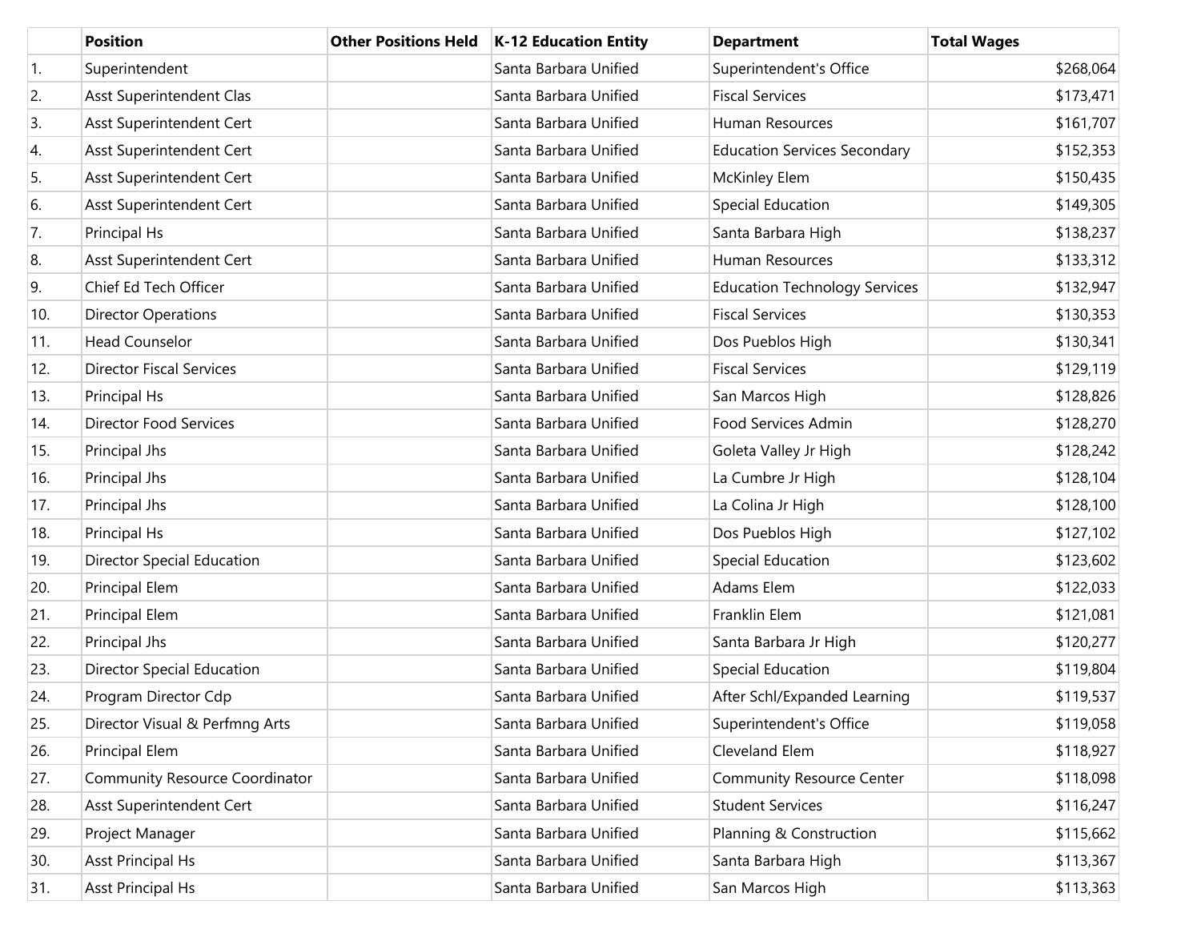| | Position | Other Positions Held | K-12 Education Entity | Department | Total Wages |
|---|---|---|---|---|---|
| 1. | Superintendent | | Santa Barbara Unified | Superintendent's Office | $268,064 |
| 2. | Asst Superintendent Clas | | Santa Barbara Unified | Fiscal Services | $173,471 |
| 3. | Asst Superintendent Cert | | Santa Barbara Unified | Human Resources | $161,707 |
| 4. | Asst Superintendent Cert | | Santa Barbara Unified | Education Services Secondary | $152,353 |
| 5. | Asst Superintendent Cert | | Santa Barbara Unified | McKinley Elem | $150,435 |
| 6. | Asst Superintendent Cert | | Santa Barbara Unified | Special Education | $149,305 |
| 7. | Principal Hs | | Santa Barbara Unified | Santa Barbara High | $138,237 |
| 8. | Asst Superintendent Cert | | Santa Barbara Unified | Human Resources | $133,312 |
| 9. | Chief Ed Tech Officer | | Santa Barbara Unified | Education Technology Services | $132,947 |
| 10. | Director Operations | | Santa Barbara Unified | Fiscal Services | $130,353 |
| 11. | Head Counselor | | Santa Barbara Unified | Dos Pueblos High | $130,341 |
| 12. | Director Fiscal Services | | Santa Barbara Unified | Fiscal Services | $129,119 |
| 13. | Principal Hs | | Santa Barbara Unified | San Marcos High | $128,826 |
| 14. | Director Food Services | | Santa Barbara Unified | Food Services Admin | $128,270 |
| 15. | Principal Jhs | | Santa Barbara Unified | Goleta Valley Jr High | $128,242 |
| 16. | Principal Jhs | | Santa Barbara Unified | La Cumbre Jr High | $128,104 |
| 17. | Principal Jhs | | Santa Barbara Unified | La Colina Jr High | $128,100 |
| 18. | Principal Hs | | Santa Barbara Unified | Dos Pueblos High | $127,102 |
| 19. | Director Special Education | | Santa Barbara Unified | Special Education | $123,602 |
| 20. | Principal Elem | | Santa Barbara Unified | Adams Elem | $122,033 |
| 21. | Principal Elem | | Santa Barbara Unified | Franklin Elem | $121,081 |
| 22. | Principal Jhs | | Santa Barbara Unified | Santa Barbara Jr High | $120,277 |
| 23. | Director Special Education | | Santa Barbara Unified | Special Education | $119,804 |
| 24. | Program Director Cdp | | Santa Barbara Unified | After Schl/Expanded Learning | $119,537 |
| 25. | Director Visual & Perfmng Arts | | Santa Barbara Unified | Superintendent's Office | $119,058 |
| 26. | Principal Elem | | Santa Barbara Unified | Cleveland Elem | $118,927 |
| 27. | Community Resource Coordinator | | Santa Barbara Unified | Community Resource Center | $118,098 |
| 28. | Asst Superintendent Cert | | Santa Barbara Unified | Student Services | $116,247 |
| 29. | Project Manager | | Santa Barbara Unified | Planning & Construction | $115,662 |
| 30. | Asst Principal Hs | | Santa Barbara Unified | Santa Barbara High | $113,367 |
| 31. | Asst Principal Hs | | Santa Barbara Unified | San Marcos High | $113,363 |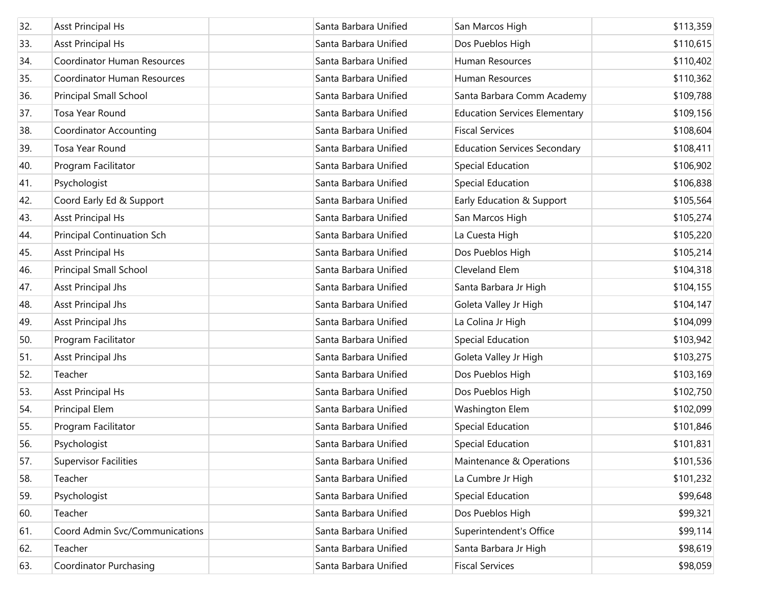| | | | | | |
|---|---|---|---|---|---|
| 32. | Asst Principal Hs | | Santa Barbara Unified | San Marcos High | $113,359 |
| 33. | Asst Principal Hs | | Santa Barbara Unified | Dos Pueblos High | $110,615 |
| 34. | Coordinator Human Resources | | Santa Barbara Unified | Human Resources | $110,402 |
| 35. | Coordinator Human Resources | | Santa Barbara Unified | Human Resources | $110,362 |
| 36. | Principal Small School | | Santa Barbara Unified | Santa Barbara Comm Academy | $109,788 |
| 37. | Tosa Year Round | | Santa Barbara Unified | Education Services Elementary | $109,156 |
| 38. | Coordinator Accounting | | Santa Barbara Unified | Fiscal Services | $108,604 |
| 39. | Tosa Year Round | | Santa Barbara Unified | Education Services Secondary | $108,411 |
| 40. | Program Facilitator | | Santa Barbara Unified | Special Education | $106,902 |
| 41. | Psychologist | | Santa Barbara Unified | Special Education | $106,838 |
| 42. | Coord Early Ed & Support | | Santa Barbara Unified | Early Education & Support | $105,564 |
| 43. | Asst Principal Hs | | Santa Barbara Unified | San Marcos High | $105,274 |
| 44. | Principal Continuation Sch | | Santa Barbara Unified | La Cuesta High | $105,220 |
| 45. | Asst Principal Hs | | Santa Barbara Unified | Dos Pueblos High | $105,214 |
| 46. | Principal Small School | | Santa Barbara Unified | Cleveland Elem | $104,318 |
| 47. | Asst Principal Jhs | | Santa Barbara Unified | Santa Barbara Jr High | $104,155 |
| 48. | Asst Principal Jhs | | Santa Barbara Unified | Goleta Valley Jr High | $104,147 |
| 49. | Asst Principal Jhs | | Santa Barbara Unified | La Colina Jr High | $104,099 |
| 50. | Program Facilitator | | Santa Barbara Unified | Special Education | $103,942 |
| 51. | Asst Principal Jhs | | Santa Barbara Unified | Goleta Valley Jr High | $103,275 |
| 52. | Teacher | | Santa Barbara Unified | Dos Pueblos High | $103,169 |
| 53. | Asst Principal Hs | | Santa Barbara Unified | Dos Pueblos High | $102,750 |
| 54. | Principal Elem | | Santa Barbara Unified | Washington Elem | $102,099 |
| 55. | Program Facilitator | | Santa Barbara Unified | Special Education | $101,846 |
| 56. | Psychologist | | Santa Barbara Unified | Special Education | $101,831 |
| 57. | Supervisor Facilities | | Santa Barbara Unified | Maintenance & Operations | $101,536 |
| 58. | Teacher | | Santa Barbara Unified | La Cumbre Jr High | $101,232 |
| 59. | Psychologist | | Santa Barbara Unified | Special Education | $99,648 |
| 60. | Teacher | | Santa Barbara Unified | Dos Pueblos High | $99,321 |
| 61. | Coord Admin Svc/Communications | | Santa Barbara Unified | Superintendent's Office | $99,114 |
| 62. | Teacher | | Santa Barbara Unified | Santa Barbara Jr High | $98,619 |
| 63. | Coordinator Purchasing | | Santa Barbara Unified | Fiscal Services | $98,059 |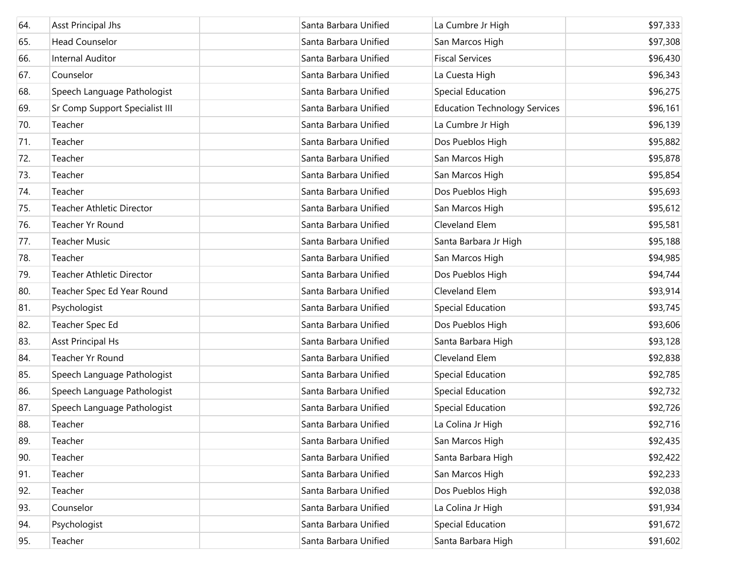| | | | | | |
|---|---|---|---|---|---|
| 64. | Asst Principal Jhs | | Santa Barbara Unified | La Cumbre Jr High | $97,333 |
| 65. | Head Counselor | | Santa Barbara Unified | San Marcos High | $97,308 |
| 66. | Internal Auditor | | Santa Barbara Unified | Fiscal Services | $96,430 |
| 67. | Counselor | | Santa Barbara Unified | La Cuesta High | $96,343 |
| 68. | Speech Language Pathologist | | Santa Barbara Unified | Special Education | $96,275 |
| 69. | Sr Comp Support Specialist III | | Santa Barbara Unified | Education Technology Services | $96,161 |
| 70. | Teacher | | Santa Barbara Unified | La Cumbre Jr High | $96,139 |
| 71. | Teacher | | Santa Barbara Unified | Dos Pueblos High | $95,882 |
| 72. | Teacher | | Santa Barbara Unified | San Marcos High | $95,878 |
| 73. | Teacher | | Santa Barbara Unified | San Marcos High | $95,854 |
| 74. | Teacher | | Santa Barbara Unified | Dos Pueblos High | $95,693 |
| 75. | Teacher Athletic Director | | Santa Barbara Unified | San Marcos High | $95,612 |
| 76. | Teacher Yr Round | | Santa Barbara Unified | Cleveland Elem | $95,581 |
| 77. | Teacher Music | | Santa Barbara Unified | Santa Barbara Jr High | $95,188 |
| 78. | Teacher | | Santa Barbara Unified | San Marcos High | $94,985 |
| 79. | Teacher Athletic Director | | Santa Barbara Unified | Dos Pueblos High | $94,744 |
| 80. | Teacher Spec Ed Year Round | | Santa Barbara Unified | Cleveland Elem | $93,914 |
| 81. | Psychologist | | Santa Barbara Unified | Special Education | $93,745 |
| 82. | Teacher Spec Ed | | Santa Barbara Unified | Dos Pueblos High | $93,606 |
| 83. | Asst Principal Hs | | Santa Barbara Unified | Santa Barbara High | $93,128 |
| 84. | Teacher Yr Round | | Santa Barbara Unified | Cleveland Elem | $92,838 |
| 85. | Speech Language Pathologist | | Santa Barbara Unified | Special Education | $92,785 |
| 86. | Speech Language Pathologist | | Santa Barbara Unified | Special Education | $92,732 |
| 87. | Speech Language Pathologist | | Santa Barbara Unified | Special Education | $92,726 |
| 88. | Teacher | | Santa Barbara Unified | La Colina Jr High | $92,716 |
| 89. | Teacher | | Santa Barbara Unified | San Marcos High | $92,435 |
| 90. | Teacher | | Santa Barbara Unified | Santa Barbara High | $92,422 |
| 91. | Teacher | | Santa Barbara Unified | San Marcos High | $92,233 |
| 92. | Teacher | | Santa Barbara Unified | Dos Pueblos High | $92,038 |
| 93. | Counselor | | Santa Barbara Unified | La Colina Jr High | $91,934 |
| 94. | Psychologist | | Santa Barbara Unified | Special Education | $91,672 |
| 95. | Teacher | | Santa Barbara Unified | Santa Barbara High | $91,602 |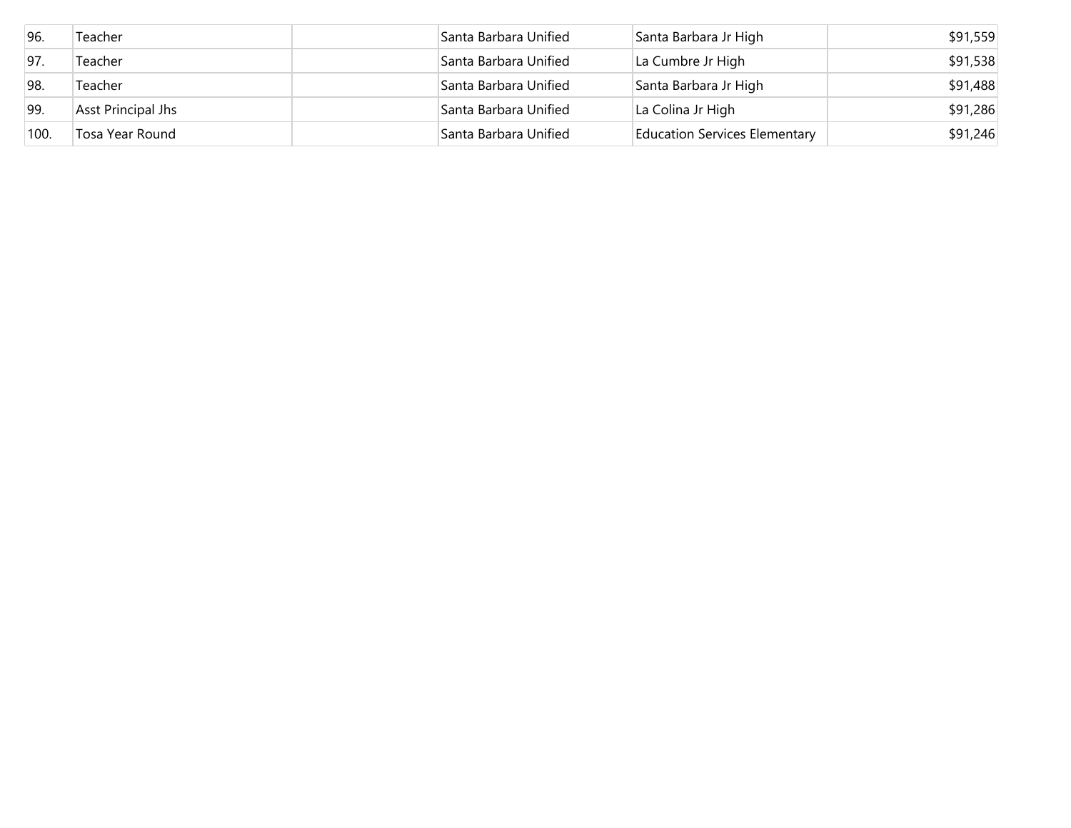| | | | | | |
|---|---|---|---|---|---|
| 96. | Teacher | | Santa Barbara Unified | Santa Barbara Jr High | $91,559 |
| 97. | Teacher | | Santa Barbara Unified | La Cumbre Jr High | $91,538 |
| 98. | Teacher | | Santa Barbara Unified | Santa Barbara Jr High | $91,488 |
| 99. | Asst Principal Jhs | | Santa Barbara Unified | La Colina Jr High | $91,286 |
| 100. | Tosa Year Round | | Santa Barbara Unified | Education Services Elementary | $91,246 |